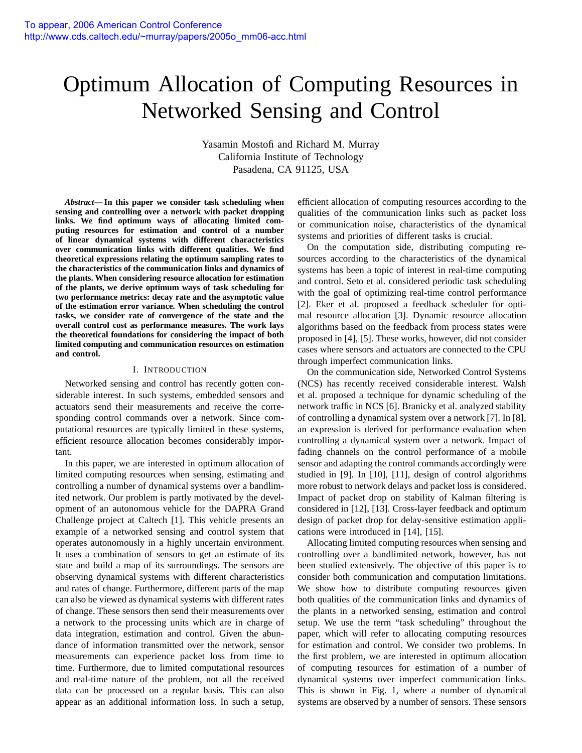To appear, 2006 American Control Conference
http://www.cds.caltech.edu/~murray/papers/2005o_mm06-acc.html

# Optimum Allocation of Computing Resources in Networked Sensing and Control

Yasamin Mostofi and Richard M. Murray
California Institute of Technology
Pasadena, CA 91125, USA

***Abstract*— In this paper we consider task scheduling when sensing and controlling over a network with packet dropping links. We find optimum ways of allocating limited computing resources for estimation and control of a number of linear dynamical systems with different characteristics over communication links with different qualities. We find theoretical expressions relating the optimum sampling rates to the characteristics of the communication links and dynamics of the plants. When considering resource allocation for estimation of the plants, we derive optimum ways of task scheduling for two performance metrics: decay rate and the asymptotic value of the estimation error variance. When scheduling the control tasks, we consider rate of convergence of the state and the overall control cost as performance measures. The work lays the theoretical foundations for considering the impact of both limited computing and communication resources on estimation and control.**

## I. Introduction

Networked sensing and control has recently gotten considerable interest. In such systems, embedded sensors and actuators send their measurements and receive the corresponding control commands over a network. Since computational resources are typically limited in these systems, efficient resource allocation becomes considerably important.

In this paper, we are interested in optimum allocation of limited computing resources when sensing, estimating and controlling a number of dynamical systems over a bandlimited network. Our problem is partly motivated by the development of an autonomous vehicle for the DAPRA Grand Challenge project at Caltech [1]. This vehicle presents an example of a networked sensing and control system that operates autonomously in a highly uncertain environment. It uses a combination of sensors to get an estimate of its state and build a map of its surroundings. The sensors are observing dynamical systems with different characteristics and rates of change. Furthermore, different parts of the map can also be viewed as dynamical systems with different rates of change. These sensors then send their measurements over a network to the processing units which are in charge of data integration, estimation and control. Given the abundance of information transmitted over the network, sensor measurements can experience packet loss from time to time. Furthermore, due to limited computational resources and real-time nature of the problem, not all the received data can be processed on a regular basis. This can also appear as an additional information loss. In such a setup, efficient allocation of computing resources according to the qualities of the communication links such as packet loss or communication noise, characteristics of the dynamical systems and priorities of different tasks is crucial.

On the computation side, distributing computing resources according to the characteristics of the dynamical systems has been a topic of interest in real-time computing and control. Seto et al. considered periodic task scheduling with the goal of optimizing real-time control performance [2]. Eker et al. proposed a feedback scheduler for optimal resource allocation [3]. Dynamic resource allocation algorithms based on the feedback from process states were proposed in [4], [5]. These works, however, did not consider cases where sensors and actuators are connected to the CPU through imperfect communication links.

On the communication side, Networked Control Systems (NCS) has recently received considerable interest. Walsh et al. proposed a technique for dynamic scheduling of the network traffic in NCS [6]. Branicky et al. analyzed stability of controlling a dynamical system over a network [7]. In [8], an expression is derived for performance evaluation when controlling a dynamical system over a network. Impact of fading channels on the control performance of a mobile sensor and adapting the control commands accordingly were studied in [9]. In [10], [11], design of control algorithms more robust to network delays and packet loss is considered. Impact of packet drop on stability of Kalman filtering is considered in [12], [13]. Cross-layer feedback and optimum design of packet drop for delay-sensitive estimation applications were introduced in [14], [15].

Allocating limited computing resources when sensing and controlling over a bandlimited network, however, has not been studied extensively. The objective of this paper is to consider both communication and computation limitations. We show how to distribute computing resources given both qualities of the communication links and dynamics of the plants in a networked sensing, estimation and control setup. We use the term "task scheduling" throughout the paper, which will refer to allocating computing resources for estimation and control. We consider two problems. In the first problem, we are interested in optimum allocation of computing resources for estimation of a number of dynamical systems over imperfect communication links. This is shown in Fig. 1, where a number of dynamical systems are observed by a number of sensors. These sensors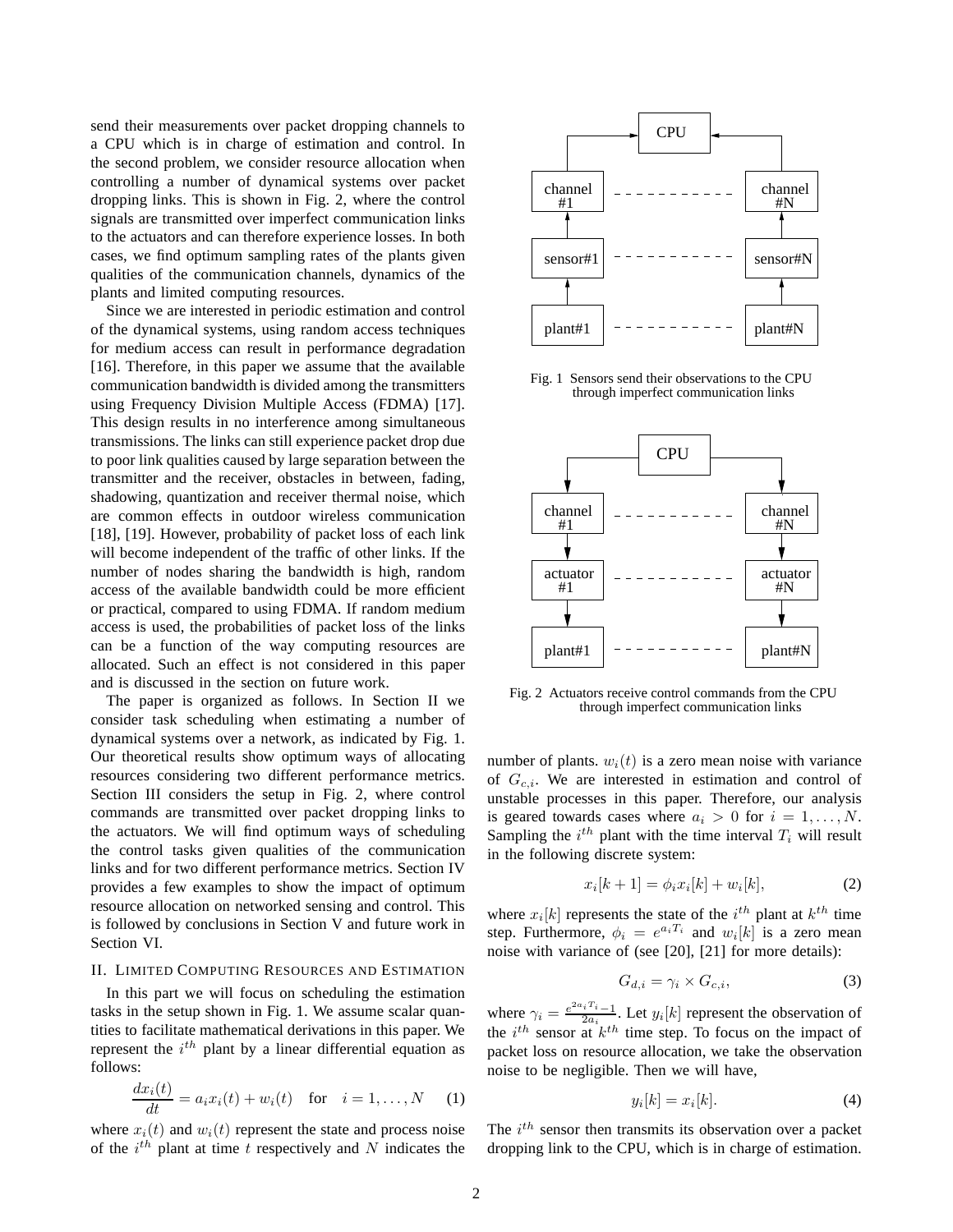send their measurements over packet dropping channels to a CPU which is in charge of estimation and control. In the second problem, we consider resource allocation when controlling a number of dynamical systems over packet dropping links. This is shown in Fig. 2, where the control signals are transmitted over imperfect communication links to the actuators and can therefore experience losses. In both cases, we find optimum sampling rates of the plants given qualities of the communication channels, dynamics of the plants and limited computing resources.

Since we are interested in periodic estimation and control of the dynamical systems, using random access techniques for medium access can result in performance degradation [16]. Therefore, in this paper we assume that the available communication bandwidth is divided among the transmitters using Frequency Division Multiple Access (FDMA) [17]. This design results in no interference among simultaneous transmissions. The links can still experience packet drop due to poor link qualities caused by large separation between the transmitter and the receiver, obstacles in between, fading, shadowing, quantization and receiver thermal noise, which are common effects in outdoor wireless communication [18], [19]. However, probability of packet loss of each link will become independent of the traffic of other links. If the number of nodes sharing the bandwidth is high, random access of the available bandwidth could be more efficient or practical, compared to using FDMA. If random medium access is used, the probabilities of packet loss of the links can be a function of the way computing resources are allocated. Such an effect is not considered in this paper and is discussed in the section on future work.

The paper is organized as follows. In Section II we consider task scheduling when estimating a number of dynamical systems over a network, as indicated by Fig. 1. Our theoretical results show optimum ways of allocating resources considering two different performance metrics. Section III considers the setup in Fig. 2, where control commands are transmitted over packet dropping links to the actuators. We will find optimum ways of scheduling the control tasks given qualities of the communication links and for two different performance metrics. Section IV provides a few examples to show the impact of optimum resource allocation on networked sensing and control. This is followed by conclusions in Section V and future work in Section VI.

Fig. 1 Sensors send their observations to the CPU through imperfect communication links

Fig. 2 Actuators receive control commands from the CPU through imperfect communication links

## II. Limited Computing Resources and Estimation

In this part we will focus on scheduling the estimation tasks in the setup shown in Fig. 1. We assume scalar quantities to facilitate mathematical derivations in this paper. We represent the $i^{th}$ plant by a linear differential equation as follows:

$$\frac{dx_i(t)}{dt} = a_i x_i(t) + w_i(t) \quad \text{for} \quad i = 1, \ldots, N \qquad (1)$$

where $x_i(t)$ and $w_i(t)$ represent the state and process noise of the $i^{th}$ plant at time $t$ respectively and $N$ indicates the number of plants. $w_i(t)$ is a zero mean noise with variance of $G_{c,i}$. We are interested in estimation and control of unstable processes in this paper. Therefore, our analysis is geared towards cases where $a_i > 0$ for $i = 1, \ldots, N$. Sampling the $i^{th}$ plant with the time interval $T_i$ will result in the following discrete system:

$$x_i[k+1] = \phi_i x_i[k] + w_i[k], \qquad (2)$$

where $x_i[k]$ represents the state of the $i^{th}$ plant at $k^{th}$ time step. Furthermore, $\phi_i = e^{a_i T_i}$ and $w_i[k]$ is a zero mean noise with variance of (see [20], [21] for more details):

$$G_{d,i} = \gamma_i \times G_{c,i}, \qquad (3)$$

where $\gamma_i = \frac{e^{2a_i T_i} - 1}{2a_i}$. Let $y_i[k]$ represent the observation of the $i^{th}$ sensor at $k^{th}$ time step. To focus on the impact of packet loss on resource allocation, we take the observation noise to be negligible. Then we will have,

$$y_i[k] = x_i[k]. \qquad (4)$$

The $i^{th}$ sensor then transmits its observation over a packet dropping link to the CPU, which is in charge of estimation.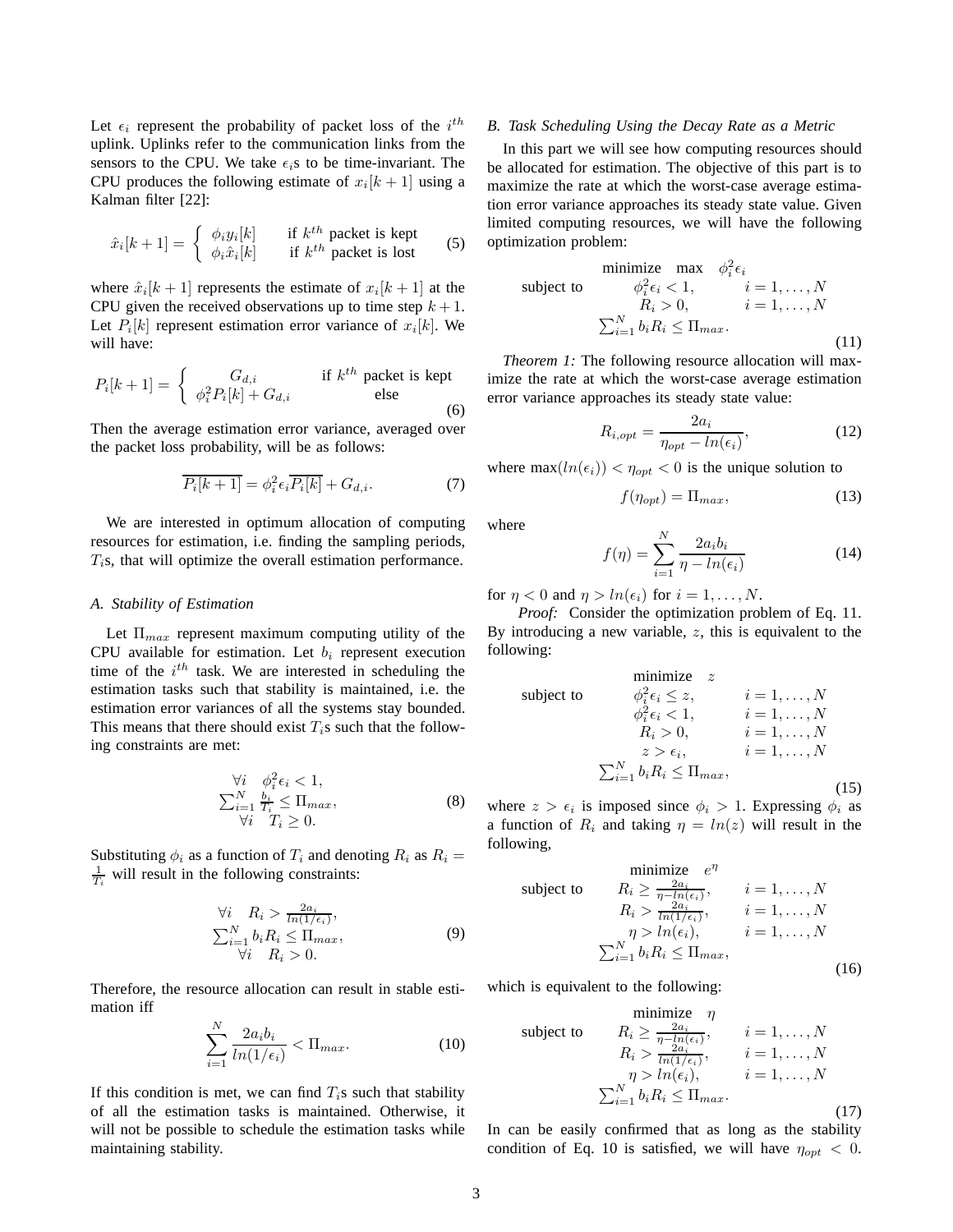Let $\epsilon_i$ represent the probability of packet loss of the $i^{th}$ uplink. Uplinks refer to the communication links from the sensors to the CPU. We take $\epsilon_i$s to be time-invariant. The CPU produces the following estimate of $x_i[k+1]$ using a Kalman filter [22]:

$$\hat{x}_i[k+1] = \begin{cases} \phi_i y_i[k] & \text{if } k^{th} \text{ packet is kept} \\ \phi_i \hat{x}_i[k] & \text{if } k^{th} \text{ packet is lost} \end{cases} \tag{5}$$

where $\hat{x}_i[k+1]$ represents the estimate of $x_i[k+1]$ at the CPU given the received observations up to time step $k+1$. Let $P_i[k]$ represent estimation error variance of $x_i[k]$. We will have:

$$P_i[k+1] = \begin{cases} G_{d,i} & \text{if } k^{th} \text{ packet is kept} \\ \phi_i^2 P_i[k] + G_{d,i} & \text{else} \end{cases} \tag{6}$$

Then the average estimation error variance, averaged over the packet loss probability, will be as follows:

$$\overline{P_i[k+1]} = \phi_i^2 \epsilon_i \overline{P_i[k]} + G_{d,i}. \tag{7}$$

We are interested in optimum allocation of computing resources for estimation, i.e. finding the sampling periods, $T_i$s, that will optimize the overall estimation performance.

### A. Stability of Estimation

Let $\Pi_{max}$ represent maximum computing utility of the CPU available for estimation. Let $b_i$ represent execution time of the $i^{th}$ task. We are interested in scheduling the estimation tasks such that stability is maintained, i.e. the estimation error variances of all the systems stay bounded. This means that there should exist $T_i$s such that the following constraints are met:

$$\begin{array}{c} \forall i \quad \phi_i^2 \epsilon_i < 1, \\ \sum_{i=1}^{N} \frac{b_i}{T_i} \leq \Pi_{max}, \\ \forall i \quad T_i \geq 0. \end{array} \tag{8}$$

Substituting $\phi_i$ as a function of $T_i$ and denoting $R_i$ as $R_i = \frac{1}{T_i}$ will result in the following constraints:

$$\begin{array}{c} \forall i \quad R_i > \frac{2a_i}{ln(1/\epsilon_i)}, \\ \sum_{i=1}^{N} b_i R_i \leq \Pi_{max}, \\ \forall i \quad R_i > 0. \end{array} \tag{9}$$

Therefore, the resource allocation can result in stable estimation iff

$$\sum_{i=1}^{N} \frac{2a_i b_i}{ln(1/\epsilon_i)} < \Pi_{max}. \tag{10}$$

If this condition is met, we can find $T_i$s such that stability of all the estimation tasks is maintained. Otherwise, it will not be possible to schedule the estimation tasks while maintaining stability.

### B. Task Scheduling Using the Decay Rate as a Metric

In this part we will see how computing resources should be allocated for estimation. The objective of this part is to maximize the rate at which the worst-case average estimation error variance approaches its steady state value. Given limited computing resources, we will have the following optimization problem:

$$\begin{array}{lll} & \text{minimize} \quad \max \quad \phi_i^2 \epsilon_i & \\ \text{subject to} & \phi_i^2 \epsilon_i < 1, & i = 1, \ldots, N \\ & R_i > 0, & i = 1, \ldots, N \\ & \sum_{i=1}^{N} b_i R_i \leq \Pi_{max}. & \end{array} \tag{11}$$

*Theorem 1:* The following resource allocation will maximize the rate at which the worst-case average estimation error variance approaches its steady state value:

$$R_{i,opt} = \frac{2a_i}{\eta_{opt} - ln(\epsilon_i)}, \tag{12}$$

where $\max(ln(\epsilon_i)) < \eta_{opt} < 0$ is the unique solution to

$$f(\eta_{opt}) = \Pi_{max}, \tag{13}$$

where

$$f(\eta) = \sum_{i=1}^{N} \frac{2a_i b_i}{\eta - ln(\epsilon_i)} \tag{14}$$

for $\eta < 0$ and $\eta > ln(\epsilon_i)$ for $i = 1, \ldots, N$.

*Proof:* Consider the optimization problem of Eq. 11. By introducing a new variable, $z$, this is equivalent to the following:

$$\begin{array}{lll} & \text{minimize} \quad z & \\ \text{subject to} & \phi_i^2 \epsilon_i \leq z, & i = 1, \ldots, N \\ & \phi_i^2 \epsilon_i < 1, & i = 1, \ldots, N \\ & R_i > 0, & i = 1, \ldots, N \\ & z > \epsilon_i, & i = 1, \ldots, N \\ & \sum_{i=1}^{N} b_i R_i \leq \Pi_{max}, & \end{array} \tag{15}$$

where $z > \epsilon_i$ is imposed since $\phi_i > 1$. Expressing $\phi_i$ as a function of $R_i$ and taking $\eta = ln(z)$ will result in the following,

$$\begin{array}{lll} & \text{minimize} \quad e^{\eta} & \\ \text{subject to} & R_i \geq \frac{2a_i}{\eta - ln(\epsilon_i)}, & i = 1, \ldots, N \\ & R_i > \frac{2a_i}{ln(1/\epsilon_i)}, & i = 1, \ldots, N \\ & \eta > ln(\epsilon_i), & i = 1, \ldots, N \\ & \sum_{i=1}^{N} b_i R_i \leq \Pi_{max}, & \end{array} \tag{16}$$

which is equivalent to the following:

$$\begin{array}{lll} & \text{minimize} \quad \eta & \\ \text{subject to} & R_i \geq \frac{2a_i}{\eta - ln(\epsilon_i)}, & i = 1, \ldots, N \\ & R_i > \frac{2a_i}{ln(1/\epsilon_i)}, & i = 1, \ldots, N \\ & \eta > ln(\epsilon_i), & i = 1, \ldots, N \\ & \sum_{i=1}^{N} b_i R_i \leq \Pi_{max}. & \end{array} \tag{17}$$

In can be easily confirmed that as long as the stability condition of Eq. 10 is satisfied, we will have $\eta_{opt} < 0$.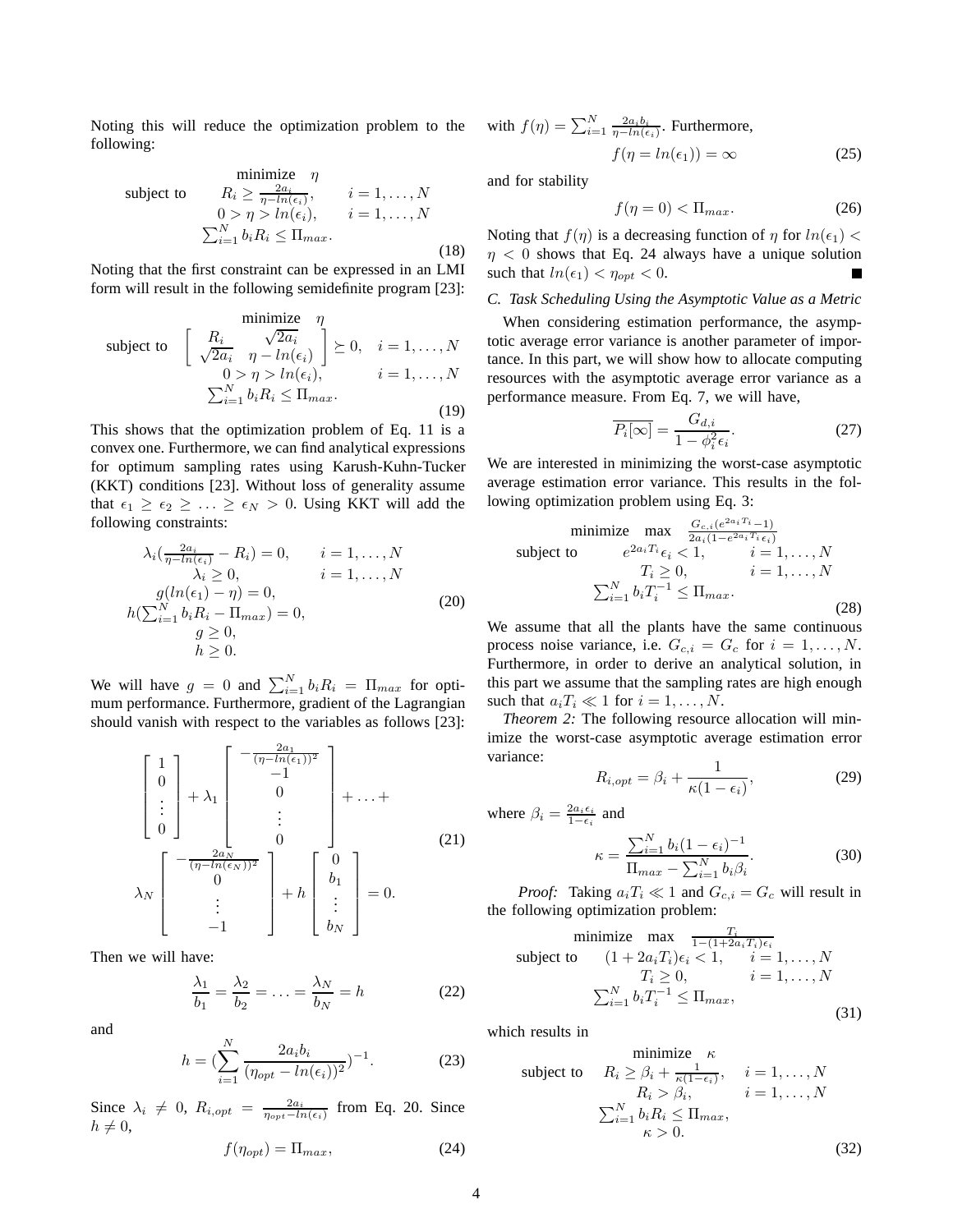Noting this will reduce the optimization problem to the following:

$$
\begin{array}{ccc}
 & \text{minimize} \quad \eta & \\
\text{subject to} & R_i \geq \frac{2a_i}{\eta - ln(\epsilon_i)}, & i = 1, \ldots, N \\
 & 0 > \eta > ln(\epsilon_i), & i = 1, \ldots, N \\
 & \sum_{i=1}^{N} b_i R_i \leq \Pi_{max}. &
\end{array}
\tag{18}
$$

Noting that the first constraint can be expressed in an LMI form will result in the following semidefinite program [23]:

$$
\begin{array}{ccc}
 & \text{minimize} \quad \eta & \\
\text{subject to} & \begin{bmatrix} R_i & \sqrt{2a_i} \\ \sqrt{2a_i} & \eta - ln(\epsilon_i) \end{bmatrix} \succeq 0, & i = 1, \ldots, N \\
 & 0 > \eta > ln(\epsilon_i), & i = 1, \ldots, N \\
 & \sum_{i=1}^{N} b_i R_i \leq \Pi_{max}. &
\end{array}
\tag{19}
$$

This shows that the optimization problem of Eq. 11 is a convex one. Furthermore, we can find analytical expressions for optimum sampling rates using Karush-Kuhn-Tucker (KKT) conditions [23]. Without loss of generality assume that $\epsilon_1 \geq \epsilon_2 \geq \ldots \geq \epsilon_N > 0$. Using KKT will add the following constraints:

$$
\begin{array}{ll}
\lambda_i(\frac{2a_i}{\eta - ln(\epsilon_i)} - R_i) = 0, & i = 1, \ldots, N \\
\lambda_i \geq 0, & i = 1, \ldots, N \\
g(ln(\epsilon_1) - \eta) = 0, & \\
h(\sum_{i=1}^{N} b_i R_i - \Pi_{max}) = 0, & \\
g \geq 0, & \\
h \geq 0. &
\end{array}
\tag{20}
$$

We will have $g = 0$ and $\sum_{i=1}^{N} b_i R_i = \Pi_{max}$ for optimum performance. Furthermore, gradient of the Lagrangian should vanish with respect to the variables as follows [23]:

$$
\begin{bmatrix} 1 \\ 0 \\ \vdots \\ 0 \end{bmatrix} + \lambda_1 \begin{bmatrix} -\frac{2a_1}{(\eta - ln(\epsilon_1))^2} \\ -1 \\ 0 \\ \vdots \\ 0 \end{bmatrix} + \ldots + \lambda_N \begin{bmatrix} -\frac{2a_N}{(\eta - ln(\epsilon_N))^2} \\ 0 \\ \vdots \\ -1 \end{bmatrix} + h \begin{bmatrix} 0 \\ b_1 \\ \vdots \\ b_N \end{bmatrix} = 0.
\tag{21}
$$

Then we will have:

$$
\frac{\lambda_1}{b_1} = \frac{\lambda_2}{b_2} = \ldots = \frac{\lambda_N}{b_N} = h
\tag{22}
$$

and

$$
h = (\sum_{i=1}^{N} \frac{2a_i b_i}{(\eta_{opt} - ln(\epsilon_i))^2})^{-1}.
\tag{23}
$$

Since $\lambda_i \neq 0$, $R_{i,opt} = \frac{2a_i}{\eta_{opt} - ln(\epsilon_i)}$ from Eq. 20. Since $h \neq 0$,

$$
f(\eta_{opt}) = \Pi_{max},
\tag{24}
$$

with $f(\eta) = \sum_{i=1}^{N} \frac{2a_i b_i}{\eta - ln(\epsilon_i)}$. Furthermore,

$$
f(\eta = ln(\epsilon_1)) = \infty
\tag{25}
$$

and for stability

$$
f(\eta = 0) < \Pi_{max}.
\tag{26}
$$

Noting that $f(\eta)$ is a decreasing function of $\eta$ for $ln(\epsilon_1) < \eta < 0$ shows that Eq. 24 always have a unique solution such that $ln(\epsilon_1) < \eta_{opt} < 0$. ∎

### C. Task Scheduling Using the Asymptotic Value as a Metric

When considering estimation performance, the asymptotic average error variance is another parameter of importance. In this part, we will show how to allocate computing resources with the asymptotic average error variance as a performance measure. From Eq. 7, we will have,

$$
\overline{P_i[\infty]} = \frac{G_{d,i}}{1 - \phi_i^2 \epsilon_i}.
\tag{27}
$$

We are interested in minimizing the worst-case asymptotic average estimation error variance. This results in the following optimization problem using Eq. 3:

$$
\begin{array}{ccc}
 & \text{minimize} \quad \max \quad \frac{G_{c,i}(e^{2a_i T_i} - 1)}{2a_i(1 - e^{2a_i T_i}\epsilon_i)} & \\
\text{subject to} & e^{2a_i T_i}\epsilon_i < 1, & i = 1, \ldots, N \\
 & T_i \geq 0, & i = 1, \ldots, N \\
 & \sum_{i=1}^{N} b_i T_i^{-1} \leq \Pi_{max}. &
\end{array}
\tag{28}
$$

We assume that all the plants have the same continuous process noise variance, i.e. $G_{c,i} = G_c$ for $i = 1, \ldots, N$. Furthermore, in order to derive an analytical solution, in this part we assume that the sampling rates are high enough such that $a_i T_i \ll 1$ for $i = 1, \ldots, N$.

*Theorem 2:* The following resource allocation will minimize the worst-case asymptotic average estimation error variance:

$$
R_{i,opt} = \beta_i + \frac{1}{\kappa(1 - \epsilon_i)},
\tag{29}
$$

where $\beta_i = \frac{2a_i \epsilon_i}{1 - \epsilon_i}$ and

$$
\kappa = \frac{\sum_{i=1}^{N} b_i (1 - \epsilon_i)^{-1}}{\Pi_{max} - \sum_{i=1}^{N} b_i \beta_i}.
\tag{30}
$$

*Proof:* Taking $a_i T_i \ll 1$ and $G_{c,i} = G_c$ will result in the following optimization problem:

$$
\begin{array}{ccc}
 & \text{minimize} \quad \max \quad \frac{T_i}{1 - (1 + 2a_i T_i)\epsilon_i} & \\
\text{subject to} & (1 + 2a_i T_i)\epsilon_i < 1, & i = 1, \ldots, N \\
 & T_i \geq 0, & i = 1, \ldots, N \\
 & \sum_{i=1}^{N} b_i T_i^{-1} \leq \Pi_{max}, &
\end{array}
\tag{31}
$$

which results in

$$
\begin{array}{ccc}
 & \text{minimize} \quad \kappa & \\
\text{subject to} & R_i \geq \beta_i + \frac{1}{\kappa(1 - \epsilon_i)}, & i = 1, \ldots, N \\
 & R_i > \beta_i, & i = 1, \ldots, N \\
 & \sum_{i=1}^{N} b_i R_i \leq \Pi_{max}, & \\
 & \kappa > 0. &
\end{array}
\tag{32}
$$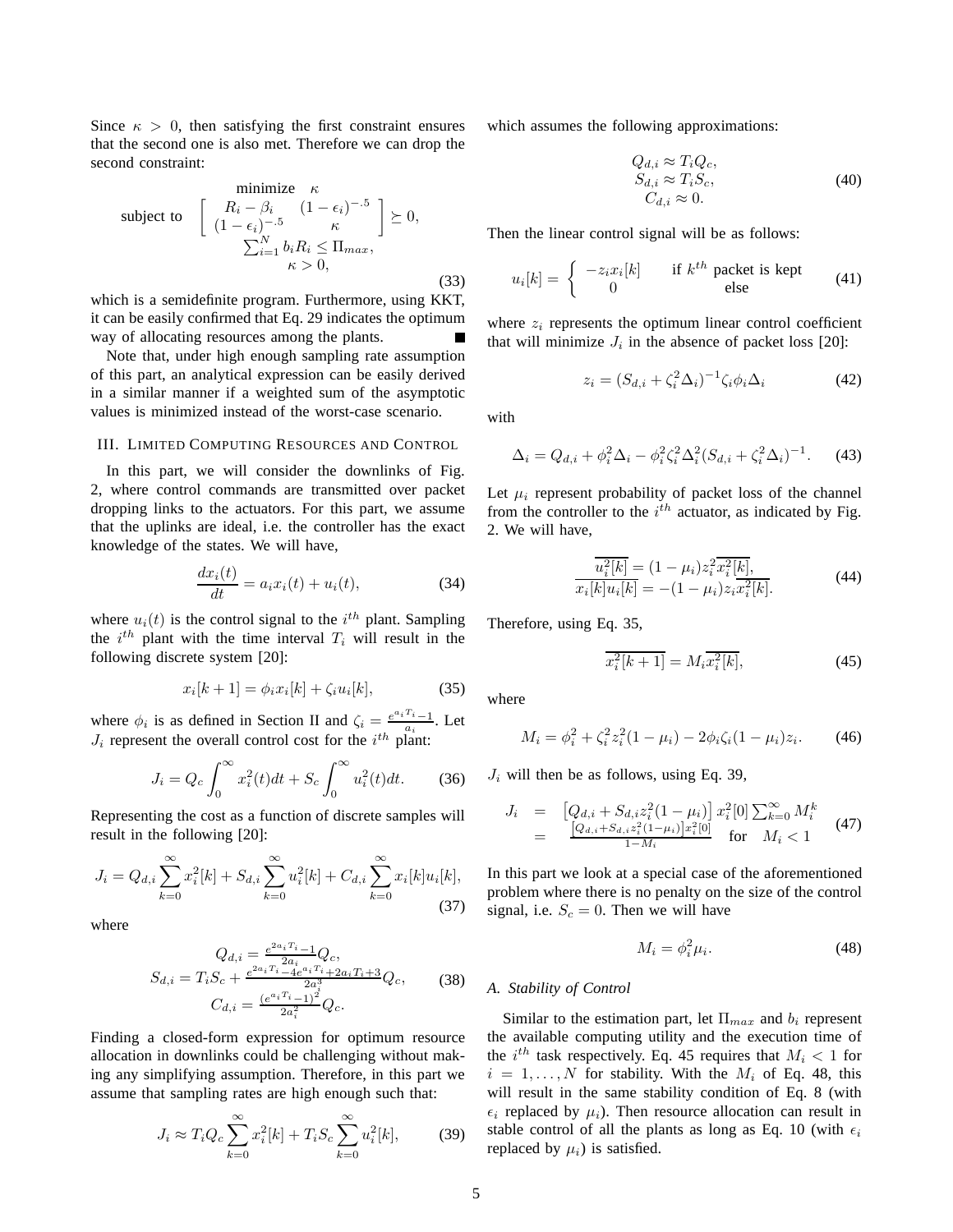Since $\kappa > 0$, then satisfying the first constraint ensures that the second one is also met. Therefore we can drop the second constraint:

$$
\begin{array}{cc}
 & \text{minimize} \quad \kappa \\
\text{subject to} & \left[ \begin{array}{cc} R_i - \beta_i & (1-\epsilon_i)^{-.5} \\ (1-\epsilon_i)^{-.5} & \kappa \end{array} \right] \succeq 0, \\
 & \sum_{i=1}^{N} b_i R_i \leq \Pi_{max}, \\
 & \kappa > 0,
\end{array} \tag{33}
$$

which is a semidefinite program. Furthermore, using KKT, it can be easily confirmed that Eq. 29 indicates the optimum way of allocating resources among the plants. ■

Note that, under high enough sampling rate assumption of this part, an analytical expression can be easily derived in a similar manner if a weighted sum of the asymptotic values is minimized instead of the worst-case scenario.

## III. Limited Computing Resources and Control

In this part, we will consider the downlinks of Fig. 2, where control commands are transmitted over packet dropping links to the actuators. For this part, we assume that the uplinks are ideal, i.e. the controller has the exact knowledge of the states. We will have,

$$\frac{dx_i(t)}{dt} = a_i x_i(t) + u_i(t), \tag{34}$$

where $u_i(t)$ is the control signal to the $i^{th}$ plant. Sampling the $i^{th}$ plant with the time interval $T_i$ will result in the following discrete system [20]:

$$x_i[k+1] = \phi_i x_i[k] + \zeta_i u_i[k], \tag{35}$$

where $\phi_i$ is as defined in Section II and $\zeta_i = \frac{e^{a_i T_i}-1}{a_i}$. Let $J_i$ represent the overall control cost for the $i^{th}$ plant:

$$J_i = Q_c \int_0^\infty x_i^2(t)dt + S_c \int_0^\infty u_i^2(t)dt. \tag{36}$$

Representing the cost as a function of discrete samples will result in the following [20]:

$$J_i = Q_{d,i} \sum_{k=0}^{\infty} x_i^2[k] + S_{d,i} \sum_{k=0}^{\infty} u_i^2[k] + C_{d,i} \sum_{k=0}^{\infty} x_i[k]u_i[k], \tag{37}$$

where

$$
\begin{array}{c}
Q_{d,i} = \frac{e^{2a_i T_i}-1}{2a_i} Q_c, \\
S_{d,i} = T_i S_c + \frac{e^{2a_i T_i} - 4e^{a_i T_i} + 2a_i T_i + 3}{2a_i^3} Q_c, \\
C_{d,i} = \frac{\left(e^{a_i T_i}-1\right)^2}{2a_i^2} Q_c.
\end{array} \tag{38}
$$

Finding a closed-form expression for optimum resource allocation in downlinks could be challenging without making any simplifying assumption. Therefore, in this part we assume that sampling rates are high enough such that:

$$J_i \approx T_i Q_c \sum_{k=0}^{\infty} x_i^2[k] + T_i S_c \sum_{k=0}^{\infty} u_i^2[k], \tag{39}$$

which assumes the following approximations:

$$
\begin{array}{c}
Q_{d,i} \approx T_i Q_c, \\
S_{d,i} \approx T_i S_c, \\
C_{d,i} \approx 0.
\end{array} \tag{40}
$$

Then the linear control signal will be as follows:

$$u_i[k] = \left\{ \begin{array}{ll} -z_i x_i[k] & \text{if } k^{th} \text{ packet is kept} \\ 0 & \text{else} \end{array} \right. \tag{41}$$

where $z_i$ represents the optimum linear control coefficient that will minimize $J_i$ in the absence of packet loss [20]:

$$z_i = (S_{d,i} + \zeta_i^2 \Delta_i)^{-1} \zeta_i \phi_i \Delta_i \tag{42}$$

with

$$\Delta_i = Q_{d,i} + \phi_i^2 \Delta_i - \phi_i^2 \zeta_i^2 \Delta_i^2 (S_{d,i} + \zeta_i^2 \Delta_i)^{-1}. \tag{43}$$

Let $\mu_i$ represent probability of packet loss of the channel from the controller to the $i^{th}$ actuator, as indicated by Fig. 2. We will have,

$$
\begin{array}{c}
\overline{u_i^2[k]} = (1-\mu_i) z_i^2 \overline{x_i^2[k]}, \\
\overline{x_i[k]u_i[k]} = -(1-\mu_i) z_i \overline{x_i^2[k]}.
\end{array} \tag{44}
$$

Therefore, using Eq. 35,

$$\overline{x_i^2[k+1]} = M_i \overline{x_i^2[k]}, \tag{45}$$

where

$$M_i = \phi_i^2 + \zeta_i^2 z_i^2 (1-\mu_i) - 2\phi_i \zeta_i (1-\mu_i) z_i. \tag{46}$$

$J_i$ will then be as follows, using Eq. 39,

$$
\begin{array}{rcl}
J_i & = & \left[Q_{d,i} + S_{d,i} z_i^2 (1-\mu_i)\right] x_i^2[0] \sum_{k=0}^{\infty} M_i^k \\
 & = & \frac{\left[Q_{d,i} + S_{d,i} z_i^2 (1-\mu_i)\right] x_i^2[0]}{1-M_i} \quad \text{for} \quad M_i < 1
\end{array} \tag{47}
$$

In this part we look at a special case of the aforementioned problem where there is no penalty on the size of the control signal, i.e. $S_c = 0$. Then we will have

$$M_i = \phi_i^2 \mu_i. \tag{48}$$

### A. Stability of Control

Similar to the estimation part, let $\Pi_{max}$ and $b_i$ represent the available computing utility and the execution time of the $i^{th}$ task respectively. Eq. 45 requires that $M_i < 1$ for $i = 1, \ldots, N$ for stability. With the $M_i$ of Eq. 48, this will result in the same stability condition of Eq. 8 (with $\epsilon_i$ replaced by $\mu_i$). Then resource allocation can result in stable control of all the plants as long as Eq. 10 (with $\epsilon_i$ replaced by $\mu_i$) is satisfied.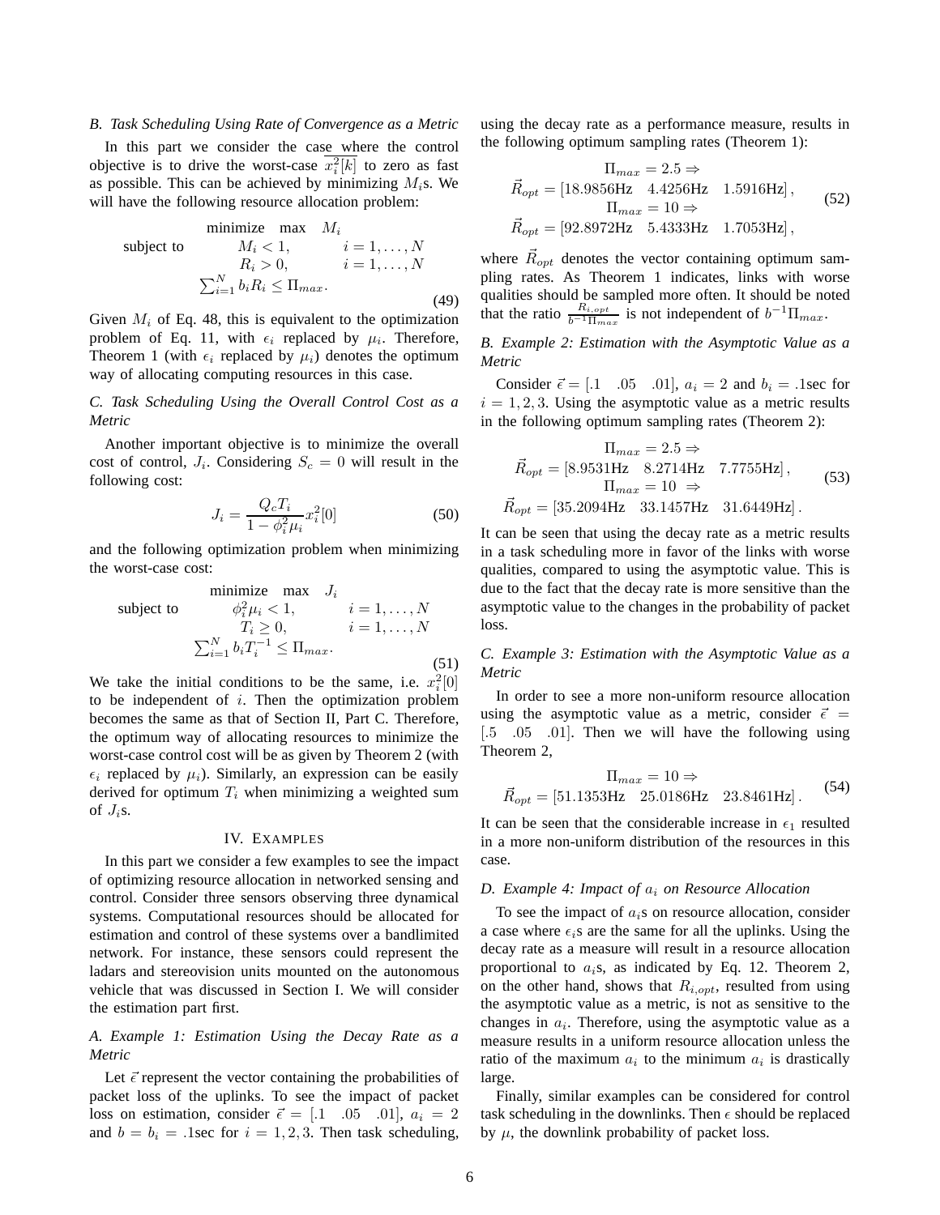### B. Task Scheduling Using Rate of Convergence as a Metric

In this part we consider the case where the control objective is to drive the worst-case $\overline{x_i^2[k]}$ to zero as fast as possible. This can be achieved by minimizing $M_i$s. We will have the following resource allocation problem:

$$
\begin{array}{lll}
 & \text{minimize} \quad \max \quad M_i & \\
\text{subject to} & M_i < 1, & i = 1, \ldots, N \\
 & R_i > 0, & i = 1, \ldots, N \\
 & \sum_{i=1}^{N} b_i R_i \leq \Pi_{max}. &
\end{array}
\tag{49}
$$

Given $M_i$ of Eq. 48, this is equivalent to the optimization problem of Eq. 11, with $\epsilon_i$ replaced by $\mu_i$. Therefore, Theorem 1 (with $\epsilon_i$ replaced by $\mu_i$) denotes the optimum way of allocating computing resources in this case.

### C. Task Scheduling Using the Overall Control Cost as a Metric

Another important objective is to minimize the overall cost of control, $J_i$. Considering $S_c = 0$ will result in the following cost:

$$
J_i = \frac{Q_c T_i}{1 - \phi_i^2 \mu_i} x_i^2[0] \tag{50}
$$

and the following optimization problem when minimizing the worst-case cost:

$$
\begin{array}{lll}
 & \text{minimize} \quad \max \quad J_i & \\
\text{subject to} & \phi_i^2 \mu_i < 1, & i = 1, \ldots, N \\
 & T_i \geq 0, & i = 1, \ldots, N \\
 & \sum_{i=1}^{N} b_i T_i^{-1} \leq \Pi_{max}. &
\end{array}
\tag{51}
$$

We take the initial conditions to be the same, i.e. $x_i^2[0]$ to be independent of $i$. Then the optimization problem becomes the same as that of Section II, Part C. Therefore, the optimum way of allocating resources to minimize the worst-case control cost will be as given by Theorem 2 (with $\epsilon_i$ replaced by $\mu_i$). Similarly, an expression can be easily derived for optimum $T_i$ when minimizing a weighted sum of $J_i$s.

## IV. Examples

In this part we consider a few examples to see the impact of optimizing resource allocation in networked sensing and control. Consider three sensors observing three dynamical systems. Computational resources should be allocated for estimation and control of these systems over a bandlimited network. For instance, these sensors could represent the ladars and stereovision units mounted on the autonomous vehicle that was discussed in Section I. We will consider the estimation part first.

### A. Example 1: Estimation Using the Decay Rate as a Metric

Let $\vec{\epsilon}$ represent the vector containing the probabilities of packet loss of the uplinks. To see the impact of packet loss on estimation, consider $\vec{\epsilon} = [.1 \quad .05 \quad .01]$, $a_i = 2$ and $b = b_i = .1\text{sec}$ for $i = 1, 2, 3$. Then task scheduling, using the decay rate as a performance measure, results in the following optimum sampling rates (Theorem 1):

$$
\begin{array}{c}
\Pi_{max} = 2.5 \Rightarrow \\
\vec{R}_{opt} = [18.9856\text{Hz} \quad 4.4256\text{Hz} \quad 1.5916\text{Hz}], \\
\Pi_{max} = 10 \Rightarrow \\
\vec{R}_{opt} = [92.8972\text{Hz} \quad 5.4333\text{Hz} \quad 1.7053\text{Hz}],
\end{array}
\tag{52}
$$

where $\vec{R}_{opt}$ denotes the vector containing optimum sampling rates. As Theorem 1 indicates, links with worse qualities should be sampled more often. It should be noted that the ratio $\frac{R_{i,opt}}{b^{-1}\Pi_{max}}$ is not independent of $b^{-1}\Pi_{max}$.

### B. Example 2: Estimation with the Asymptotic Value as a Metric

Consider $\vec{\epsilon} = [.1 \quad .05 \quad .01]$, $a_i = 2$ and $b_i = .1\text{sec}$ for $i = 1, 2, 3$. Using the asymptotic value as a metric results in the following optimum sampling rates (Theorem 2):

$$
\begin{array}{c}
\Pi_{max} = 2.5 \Rightarrow \\
\vec{R}_{opt} = [8.9531\text{Hz} \quad 8.2714\text{Hz} \quad 7.7755\text{Hz}], \\
\Pi_{max} = 10 \Rightarrow \\
\vec{R}_{opt} = [35.2094\text{Hz} \quad 33.1457\text{Hz} \quad 31.6449\text{Hz}].
\end{array}
\tag{53}
$$

It can be seen that using the decay rate as a metric results in a task scheduling more in favor of the links with worse qualities, compared to using the asymptotic value. This is due to the fact that the decay rate is more sensitive than the asymptotic value to the changes in the probability of packet loss.

### C. Example 3: Estimation with the Asymptotic Value as a Metric

In order to see a more non-uniform resource allocation using the asymptotic value as a metric, consider $\vec{\epsilon} = [.5 \quad .05 \quad .01]$. Then we will have the following using Theorem 2,

$$
\begin{array}{c}
\Pi_{max} = 10 \Rightarrow \\
\vec{R}_{opt} = [51.1353\text{Hz} \quad 25.0186\text{Hz} \quad 23.8461\text{Hz}].
\end{array}
\tag{54}
$$

It can be seen that the considerable increase in $\epsilon_1$ resulted in a more non-uniform distribution of the resources in this case.

### D. Example 4: Impact of $a_i$ on Resource Allocation

To see the impact of $a_i$s on resource allocation, consider a case where $\epsilon_i$s are the same for all the uplinks. Using the decay rate as a measure will result in a resource allocation proportional to $a_i$s, as indicated by Eq. 12. Theorem 2, on the other hand, shows that $R_{i,opt}$, resulted from using the asymptotic value as a metric, is not as sensitive to the changes in $a_i$. Therefore, using the asymptotic value as a measure results in a uniform resource allocation unless the ratio of the maximum $a_i$ to the minimum $a_i$ is drastically large.

Finally, similar examples can be considered for control task scheduling in the downlinks. Then $\epsilon$ should be replaced by $\mu$, the downlink probability of packet loss.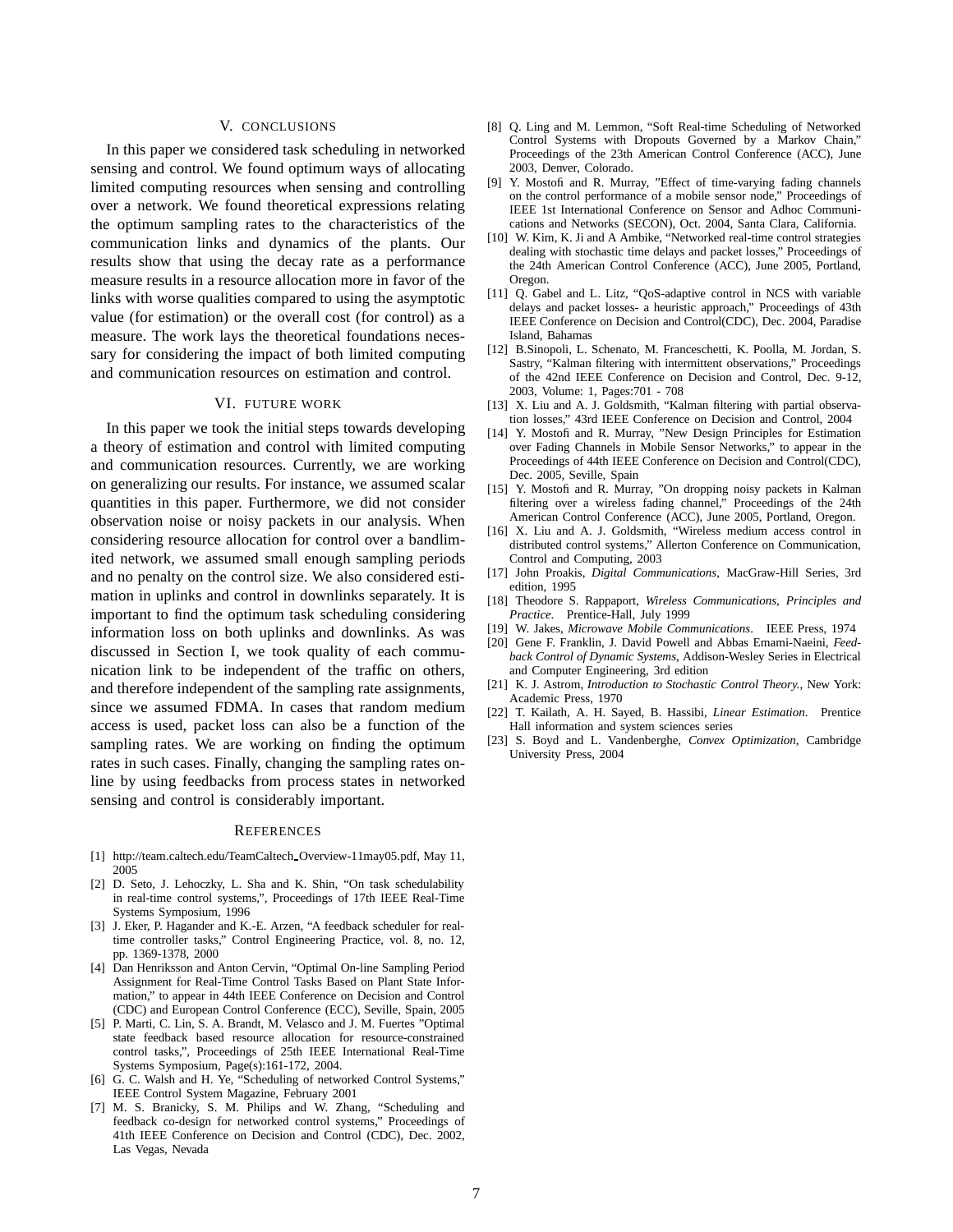## V. CONCLUSIONS

In this paper we considered task scheduling in networked sensing and control. We found optimum ways of allocating limited computing resources when sensing and controlling over a network. We found theoretical expressions relating the optimum sampling rates to the characteristics of the communication links and dynamics of the plants. Our results show that using the decay rate as a performance measure results in a resource allocation more in favor of the links with worse qualities compared to using the asymptotic value (for estimation) or the overall cost (for control) as a measure. The work lays the theoretical foundations necessary for considering the impact of both limited computing and communication resources on estimation and control.

## VI. FUTURE WORK

In this paper we took the initial steps towards developing a theory of estimation and control with limited computing and communication resources. Currently, we are working on generalizing our results. For instance, we assumed scalar quantities in this paper. Furthermore, we did not consider observation noise or noisy packets in our analysis. When considering resource allocation for control over a bandlimited network, we assumed small enough sampling periods and no penalty on the control size. We also considered estimation in uplinks and control in downlinks separately. It is important to find the optimum task scheduling considering information loss on both uplinks and downlinks. As was discussed in Section I, we took quality of each communication link to be independent of the traffic on others, and therefore independent of the sampling rate assignments, since we assumed FDMA. In cases that random medium access is used, packet loss can also be a function of the sampling rates. We are working on finding the optimum rates in such cases. Finally, changing the sampling rates online by using feedbacks from process states in networked sensing and control is considerably important.

## REFERENCES

[1] http://team.caltech.edu/TeamCaltech_Overview-11may05.pdf, May 11, 2005

[2] D. Seto, J. Lehoczky, L. Sha and K. Shin, "On task schedulability in real-time control systems,", Proceedings of 17th IEEE Real-Time Systems Symposium, 1996

[3] J. Eker, P. Hagander and K.-E. Arzen, "A feedback scheduler for real-time controller tasks," Control Engineering Practice, vol. 8, no. 12, pp. 1369-1378, 2000

[4] Dan Henriksson and Anton Cervin, "Optimal On-line Sampling Period Assignment for Real-Time Control Tasks Based on Plant State Information," to appear in 44th IEEE Conference on Decision and Control (CDC) and European Control Conference (ECC), Seville, Spain, 2005

[5] P. Marti, C. Lin, S. A. Brandt, M. Velasco and J. M. Fuertes "Optimal state feedback based resource allocation for resource-constrained control tasks,", Proceedings of 25th IEEE International Real-Time Systems Symposium, Page(s):161-172, 2004.

[6] G. C. Walsh and H. Ye, "Scheduling of networked Control Systems," IEEE Control System Magazine, February 2001

[7] M. S. Branicky, S. M. Philips and W. Zhang, "Scheduling and feedback co-design for networked control systems," Proceedings of 41th IEEE Conference on Decision and Control (CDC), Dec. 2002, Las Vegas, Nevada

[8] Q. Ling and M. Lemmon, "Soft Real-time Scheduling of Networked Control Systems with Dropouts Governed by a Markov Chain," Proceedings of the 23th American Control Conference (ACC), June 2003, Denver, Colorado.

[9] Y. Mostofi and R. Murray, "Effect of time-varying fading channels on the control performance of a mobile sensor node," Proceedings of IEEE 1st International Conference on Sensor and Adhoc Communications and Networks (SECON), Oct. 2004, Santa Clara, California.

[10] W. Kim, K. Ji and A Ambike, "Networked real-time control strategies dealing with stochastic time delays and packet losses," Proceedings of the 24th American Control Conference (ACC), June 2005, Portland, Oregon.

[11] Q. Gabel and L. Litz, "QoS-adaptive control in NCS with variable delays and packet losses- a heuristic approach," Proceedings of 43th IEEE Conference on Decision and Control(CDC), Dec. 2004, Paradise Island, Bahamas

[12] B.Sinopoli, L. Schenato, M. Franceschetti, K. Poolla, M. Jordan, S. Sastry, "Kalman filtering with intermittent observations," Proceedings of the 42nd IEEE Conference on Decision and Control, Dec. 9-12, 2003, Volume: 1, Pages:701 - 708

[13] X. Liu and A. J. Goldsmith, "Kalman filtering with partial observation losses," 43rd IEEE Conference on Decision and Control, 2004

[14] Y. Mostofi and R. Murray, "New Design Principles for Estimation over Fading Channels in Mobile Sensor Networks," to appear in the Proceedings of 44th IEEE Conference on Decision and Control(CDC), Dec. 2005, Seville, Spain

[15] Y. Mostofi and R. Murray, "On dropping noisy packets in Kalman filtering over a wireless fading channel," Proceedings of the 24th American Control Conference (ACC), June 2005, Portland, Oregon.

[16] X. Liu and A. J. Goldsmith, "Wireless medium access control in distributed control systems," Allerton Conference on Communication, Control and Computing, 2003

[17] John Proakis, *Digital Communications*, MacGraw-Hill Series, 3rd edition, 1995

[18] Theodore S. Rappaport, *Wireless Communications, Principles and Practice*. Prentice-Hall, July 1999

[19] W. Jakes, *Microwave Mobile Communications*. IEEE Press, 1974

[20] Gene F. Franklin, J. David Powell and Abbas Emami-Naeini, *Feedback Control of Dynamic Systems*, Addison-Wesley Series in Electrical and Computer Engineering, 3rd edition

[21] K. J. Astrom, *Introduction to Stochastic Control Theory.*, New York: Academic Press, 1970

[22] T. Kailath, A. H. Sayed, B. Hassibi, *Linear Estimation*. Prentice Hall information and system sciences series

[23] S. Boyd and L. Vandenberghe, *Convex Optimization*, Cambridge University Press, 2004